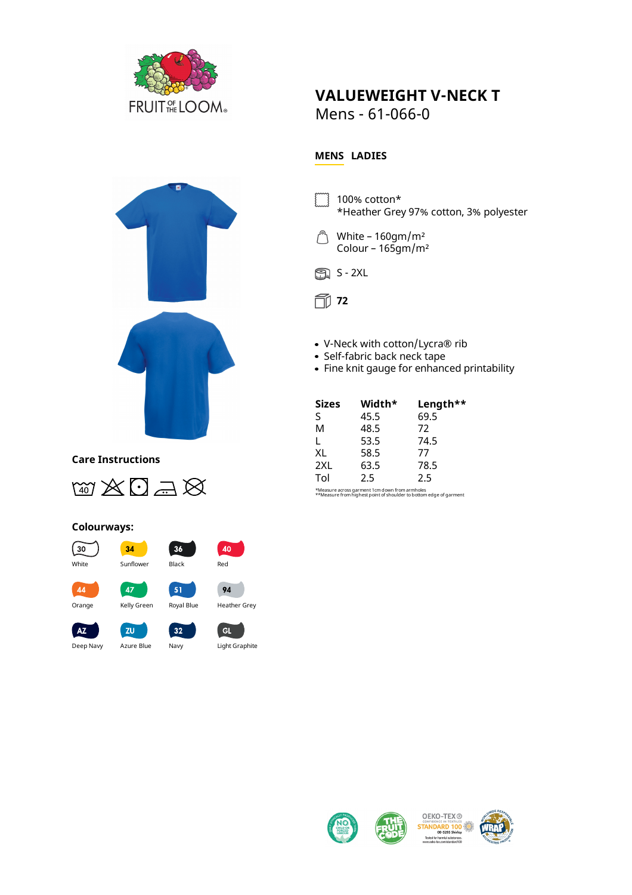FRUIT OF THE LOOM

# VALUEWEIGHT V-NECK T

Mens - 61-066-0

**MENS** **LADIES**

100% cotton*
*Heather Grey 97% cotton, 3% polyester

White – 160gm/m²
Colour – 165gm/m²

S - 2XL

**72**

- V-Neck with cotton/Lycra® rib
- Self-fabric back neck tape
- Fine knit gauge for enhanced printability

| Sizes | Width* | Length** |
|---|---|---|
| S | 45.5 | 69.5 |
| M | 48.5 | 72 |
| L | 53.5 | 74.5 |
| XL | 58.5 | 77 |
| 2XL | 63.5 | 78.5 |
| Tol | 2.5 | 2.5 |

*Measure across garment 1cm down from armholes
**Measure from highest point of shoulder to bottom edge of garment

## Care Instructions

40

## Colourways:

| | | | |
|---|---|---|---|
| 30 White | 34 Sunflower | 36 Black | 40 Red |
| 44 Orange | 47 Kelly Green | 51 Royal Blue | 94 Heather Grey |
| AZ Deep Navy | ZU Azure Blue | 32 Navy | GL Light Graphite |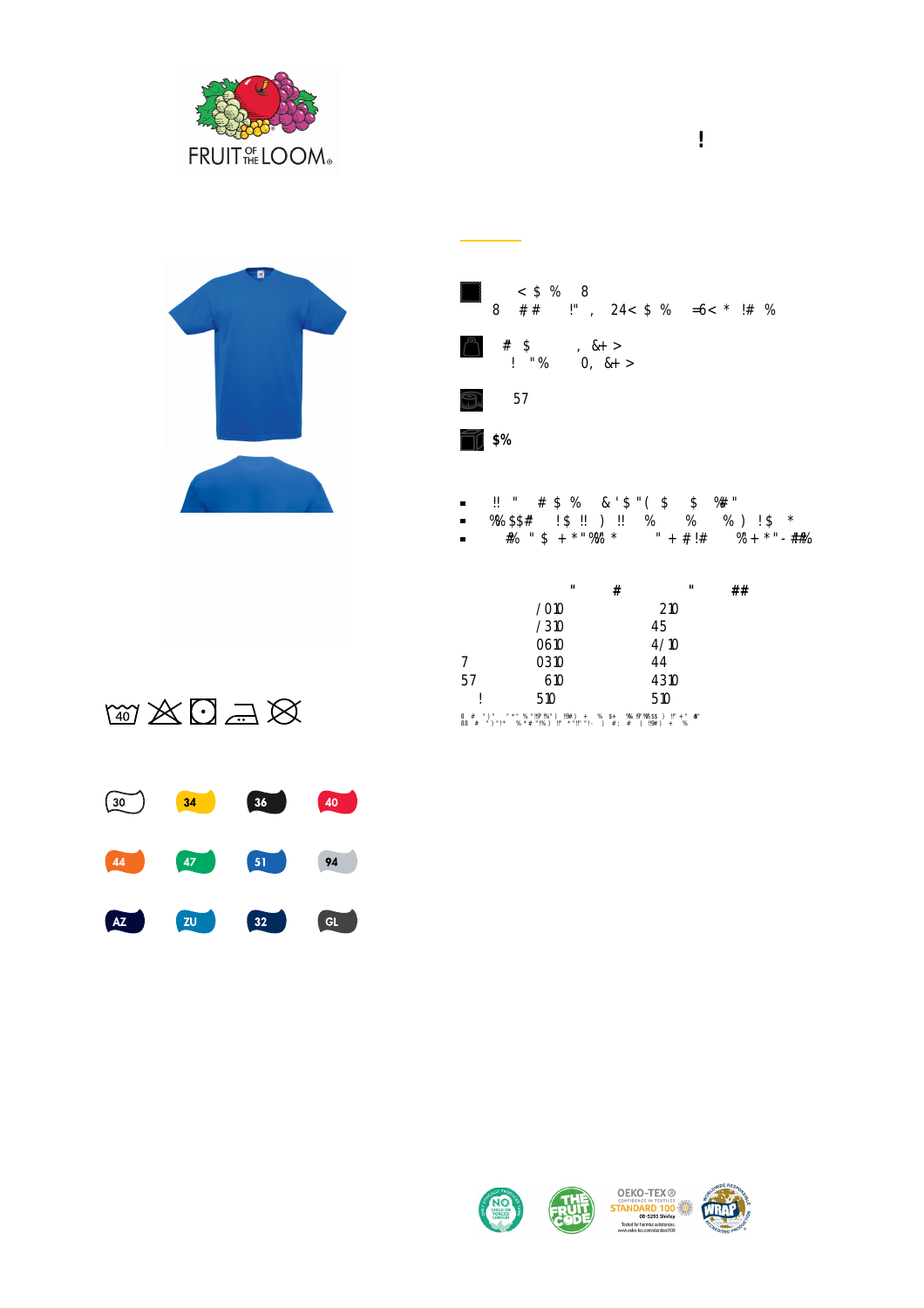FRUIT OF THE LOOM

!

< $ % 8
8 ## !" , 24< $ % =6< * !# %

# $ , &+ >
! "% 0, &+ >

57

$%

- !! " # $ % & ' $ " ( $ $ %# "
- %% $$# ! $ !! ) !! % % % ) ! $ *
- #% " $ + * " %% * " + # !# % + * " - ##%

| | " # | " ## |
|---|---|---|
| | /010 | 210 |
| | /310 | 45 |
| | 0610 | 4/10 |
| 7 | 0310 | 44 |
| 57 | 610 | 4310 |
| ! | 510 | 510 |

40

30 34 36 40

44 47 51 94

AZ ZU 32 GL

NO CHILD OR FORCED LABOUR

THE FRUIT CODE

OEKO-TEX® CONFIDENCE IN TEXTILES STANDARD 100 08-5295 Shirley Tested for harmful substances. www.oeko-tex.com/standard100

WRAP WORLDWIDE RESPONSIBLE ACCREDITED PRODUCTION